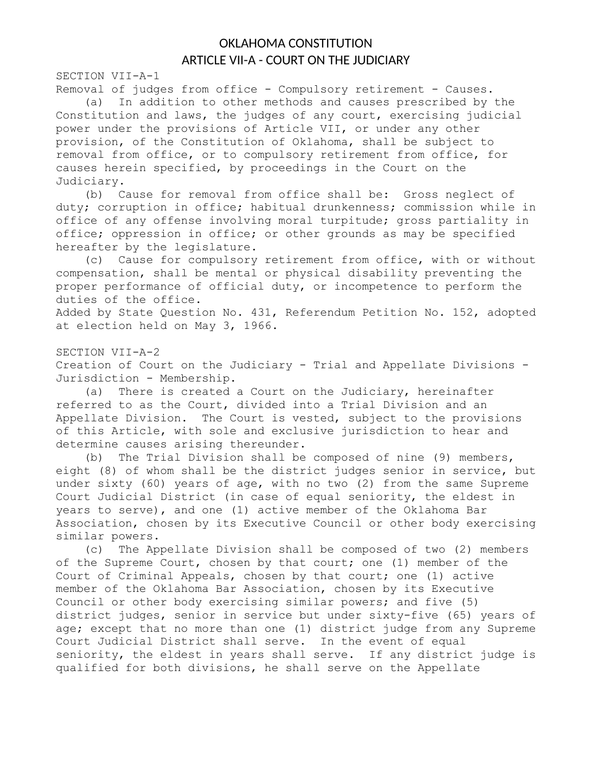# OKLAHOMA CONSTITUTION
## ARTICLE VII-A - COURT ON THE JUDICIARY

SECTION VII-A-1

Removal of judges from office - Compulsory retirement - Causes.

(a) In addition to other methods and causes prescribed by the Constitution and laws, the judges of any court, exercising judicial power under the provisions of Article VII, or under any other provision, of the Constitution of Oklahoma, shall be subject to removal from office, or to compulsory retirement from office, for causes herein specified, by proceedings in the Court on the Judiciary.

(b) Cause for removal from office shall be: Gross neglect of duty; corruption in office; habitual drunkenness; commission while in office of any offense involving moral turpitude; gross partiality in office; oppression in office; or other grounds as may be specified hereafter by the legislature.

(c) Cause for compulsory retirement from office, with or without compensation, shall be mental or physical disability preventing the proper performance of official duty, or incompetence to perform the duties of the office.

Added by State Question No. 431, Referendum Petition No. 152, adopted at election held on May 3, 1966.

SECTION VII-A-2

Creation of Court on the Judiciary - Trial and Appellate Divisions - Jurisdiction - Membership.

(a) There is created a Court on the Judiciary, hereinafter referred to as the Court, divided into a Trial Division and an Appellate Division. The Court is vested, subject to the provisions of this Article, with sole and exclusive jurisdiction to hear and determine causes arising thereunder.

(b) The Trial Division shall be composed of nine (9) members, eight (8) of whom shall be the district judges senior in service, but under sixty (60) years of age, with no two (2) from the same Supreme Court Judicial District (in case of equal seniority, the eldest in years to serve), and one (1) active member of the Oklahoma Bar Association, chosen by its Executive Council or other body exercising similar powers.

(c) The Appellate Division shall be composed of two (2) members of the Supreme Court, chosen by that court; one (1) member of the Court of Criminal Appeals, chosen by that court; one (1) active member of the Oklahoma Bar Association, chosen by its Executive Council or other body exercising similar powers; and five (5) district judges, senior in service but under sixty-five (65) years of age; except that no more than one (1) district judge from any Supreme Court Judicial District shall serve. In the event of equal seniority, the eldest in years shall serve. If any district judge is qualified for both divisions, he shall serve on the Appellate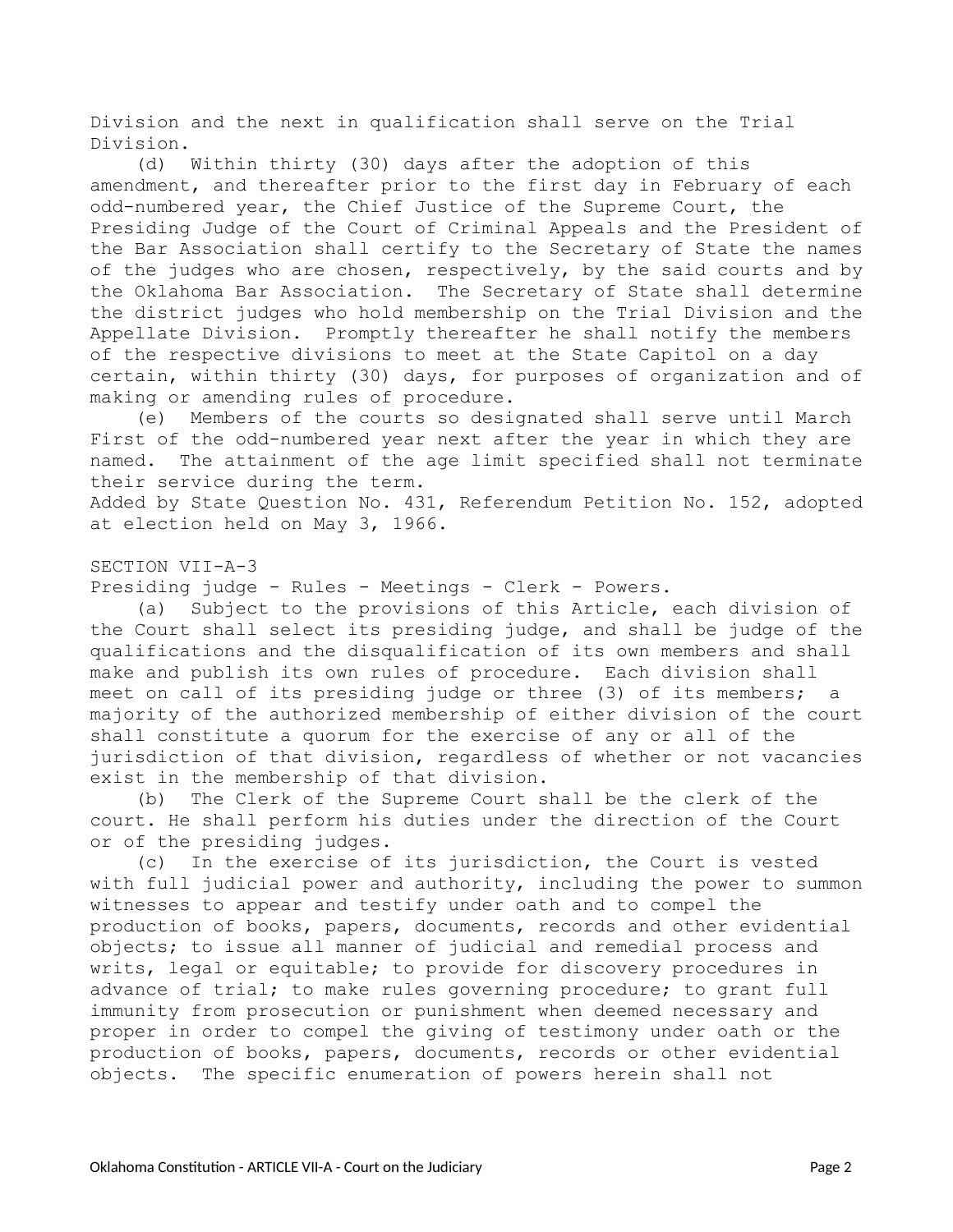Division and the next in qualification shall serve on the Trial Division.

(d) Within thirty (30) days after the adoption of this amendment, and thereafter prior to the first day in February of each odd-numbered year, the Chief Justice of the Supreme Court, the Presiding Judge of the Court of Criminal Appeals and the President of the Bar Association shall certify to the Secretary of State the names of the judges who are chosen, respectively, by the said courts and by the Oklahoma Bar Association. The Secretary of State shall determine the district judges who hold membership on the Trial Division and the Appellate Division. Promptly thereafter he shall notify the members of the respective divisions to meet at the State Capitol on a day certain, within thirty (30) days, for purposes of organization and of making or amending rules of procedure.

(e) Members of the courts so designated shall serve until March First of the odd-numbered year next after the year in which they are named. The attainment of the age limit specified shall not terminate their service during the term.

Added by State Question No. 431, Referendum Petition No. 152, adopted at election held on May 3, 1966.

SECTION VII-A-3

Presiding judge - Rules - Meetings - Clerk - Powers.

(a) Subject to the provisions of this Article, each division of the Court shall select its presiding judge, and shall be judge of the qualifications and the disqualification of its own members and shall make and publish its own rules of procedure. Each division shall meet on call of its presiding judge or three (3) of its members; a majority of the authorized membership of either division of the court shall constitute a quorum for the exercise of any or all of the jurisdiction of that division, regardless of whether or not vacancies exist in the membership of that division.

(b) The Clerk of the Supreme Court shall be the clerk of the court. He shall perform his duties under the direction of the Court or of the presiding judges.

(c) In the exercise of its jurisdiction, the Court is vested with full judicial power and authority, including the power to summon witnesses to appear and testify under oath and to compel the production of books, papers, documents, records and other evidential objects; to issue all manner of judicial and remedial process and writs, legal or equitable; to provide for discovery procedures in advance of trial; to make rules governing procedure; to grant full immunity from prosecution or punishment when deemed necessary and proper in order to compel the giving of testimony under oath or the production of books, papers, documents, records or other evidential objects. The specific enumeration of powers herein shall not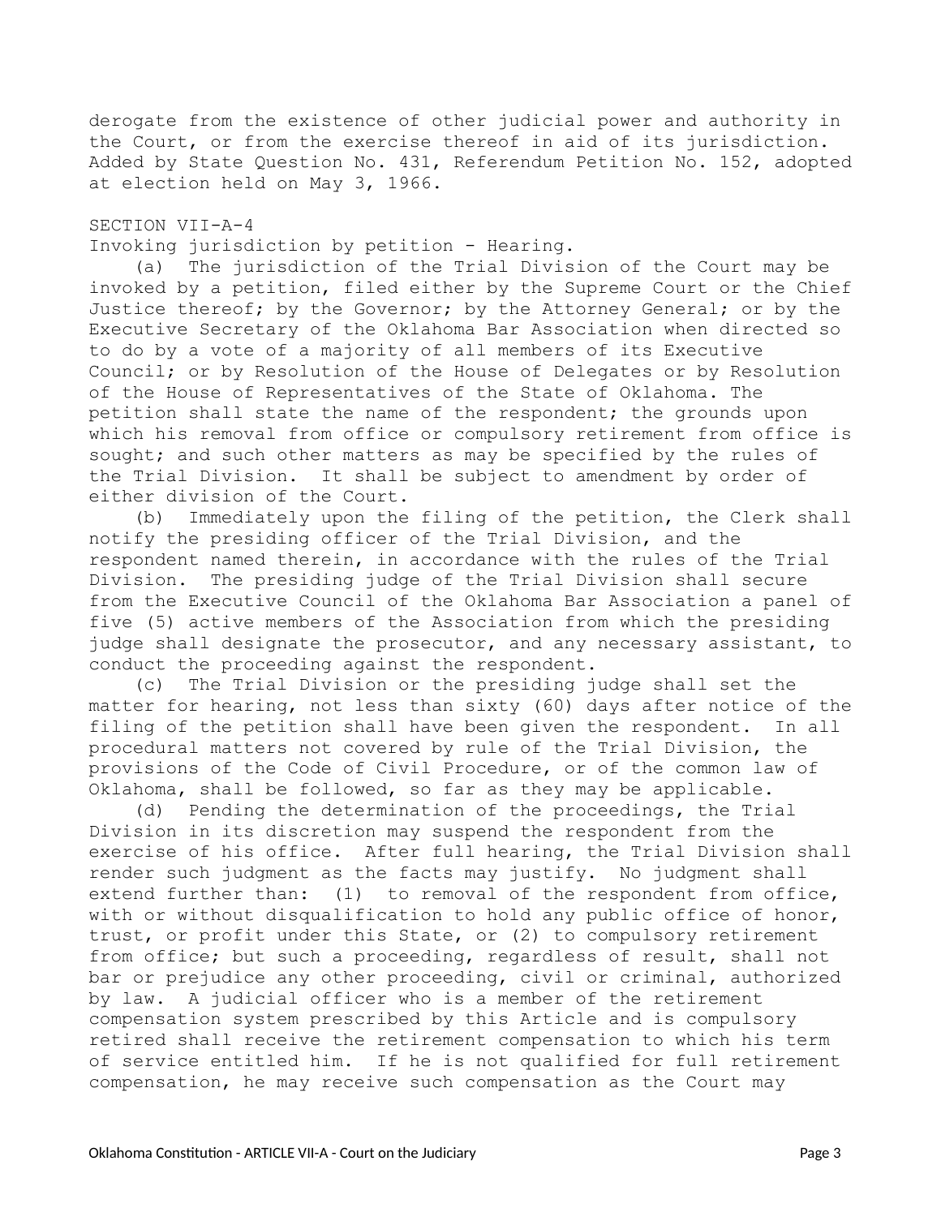derogate from the existence of other judicial power and authority in the Court, or from the exercise thereof in aid of its jurisdiction. Added by State Question No. 431, Referendum Petition No. 152, adopted at election held on May 3, 1966.

## SECTION VII-A-4

Invoking jurisdiction by petition - Hearing.

(a) The jurisdiction of the Trial Division of the Court may be invoked by a petition, filed either by the Supreme Court or the Chief Justice thereof; by the Governor; by the Attorney General; or by the Executive Secretary of the Oklahoma Bar Association when directed so to do by a vote of a majority of all members of its Executive Council; or by Resolution of the House of Delegates or by Resolution of the House of Representatives of the State of Oklahoma. The petition shall state the name of the respondent; the grounds upon which his removal from office or compulsory retirement from office is sought; and such other matters as may be specified by the rules of the Trial Division. It shall be subject to amendment by order of either division of the Court.

(b) Immediately upon the filing of the petition, the Clerk shall notify the presiding officer of the Trial Division, and the respondent named therein, in accordance with the rules of the Trial Division. The presiding judge of the Trial Division shall secure from the Executive Council of the Oklahoma Bar Association a panel of five (5) active members of the Association from which the presiding judge shall designate the prosecutor, and any necessary assistant, to conduct the proceeding against the respondent.

(c) The Trial Division or the presiding judge shall set the matter for hearing, not less than sixty (60) days after notice of the filing of the petition shall have been given the respondent. In all procedural matters not covered by rule of the Trial Division, the provisions of the Code of Civil Procedure, or of the common law of Oklahoma, shall be followed, so far as they may be applicable.

(d) Pending the determination of the proceedings, the Trial Division in its discretion may suspend the respondent from the exercise of his office. After full hearing, the Trial Division shall render such judgment as the facts may justify. No judgment shall extend further than: (1) to removal of the respondent from office, with or without disqualification to hold any public office of honor, trust, or profit under this State, or (2) to compulsory retirement from office; but such a proceeding, regardless of result, shall not bar or prejudice any other proceeding, civil or criminal, authorized by law. A judicial officer who is a member of the retirement compensation system prescribed by this Article and is compulsory retired shall receive the retirement compensation to which his term of service entitled him. If he is not qualified for full retirement compensation, he may receive such compensation as the Court may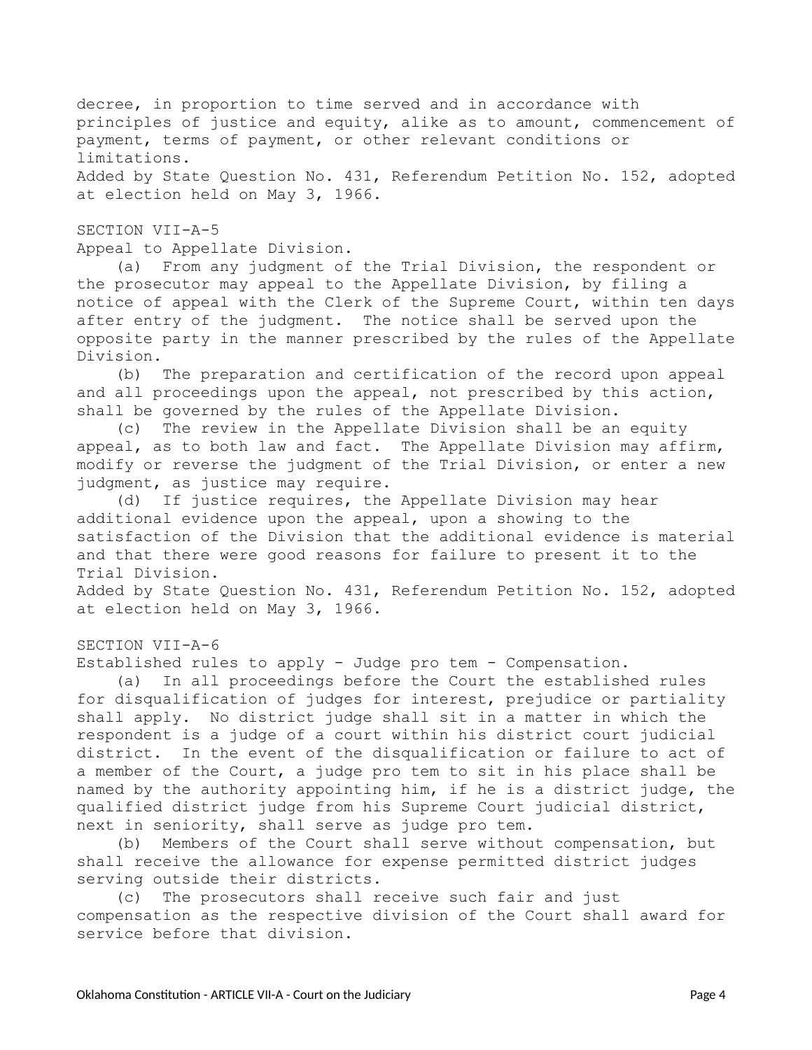decree, in proportion to time served and in accordance with principles of justice and equity, alike as to amount, commencement of payment, terms of payment, or other relevant conditions or limitations.

Added by State Question No. 431, Referendum Petition No. 152, adopted at election held on May 3, 1966.

SECTION VII-A-5

Appeal to Appellate Division.

(a) From any judgment of the Trial Division, the respondent or the prosecutor may appeal to the Appellate Division, by filing a notice of appeal with the Clerk of the Supreme Court, within ten days after entry of the judgment. The notice shall be served upon the opposite party in the manner prescribed by the rules of the Appellate Division.

(b) The preparation and certification of the record upon appeal and all proceedings upon the appeal, not prescribed by this action, shall be governed by the rules of the Appellate Division.

(c) The review in the Appellate Division shall be an equity appeal, as to both law and fact. The Appellate Division may affirm, modify or reverse the judgment of the Trial Division, or enter a new judgment, as justice may require.

(d) If justice requires, the Appellate Division may hear additional evidence upon the appeal, upon a showing to the satisfaction of the Division that the additional evidence is material and that there were good reasons for failure to present it to the Trial Division.

Added by State Question No. 431, Referendum Petition No. 152, adopted at election held on May 3, 1966.

SECTION VII-A-6

Established rules to apply - Judge pro tem - Compensation.

(a) In all proceedings before the Court the established rules for disqualification of judges for interest, prejudice or partiality shall apply. No district judge shall sit in a matter in which the respondent is a judge of a court within his district court judicial district. In the event of the disqualification or failure to act of a member of the Court, a judge pro tem to sit in his place shall be named by the authority appointing him, if he is a district judge, the qualified district judge from his Supreme Court judicial district, next in seniority, shall serve as judge pro tem.

(b) Members of the Court shall serve without compensation, but shall receive the allowance for expense permitted district judges serving outside their districts.

(c) The prosecutors shall receive such fair and just compensation as the respective division of the Court shall award for service before that division.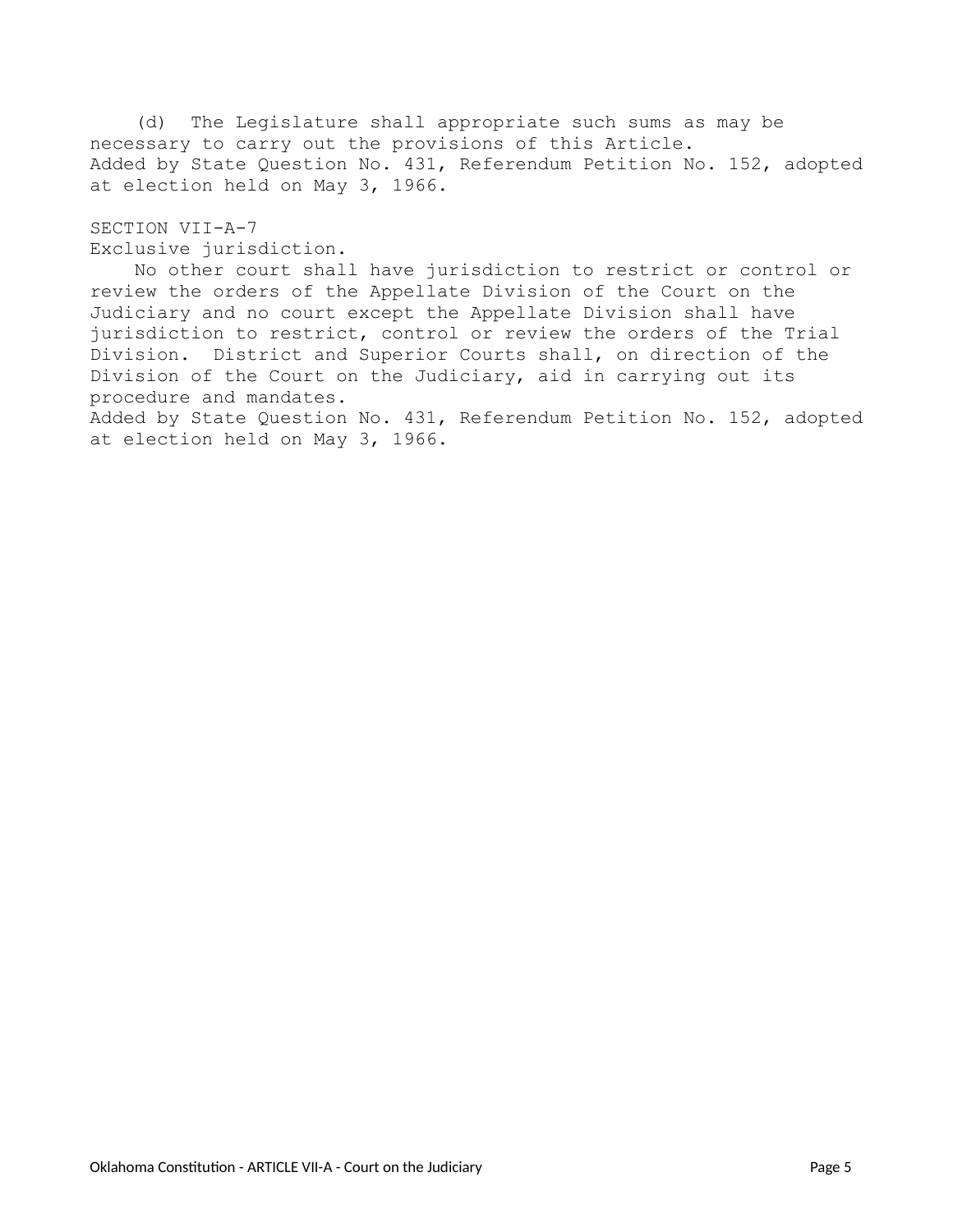(d) The Legislature shall appropriate such sums as may be necessary to carry out the provisions of this Article.

Added by State Question No. 431, Referendum Petition No. 152, adopted at election held on May 3, 1966.

SECTION VII-A-7

Exclusive jurisdiction.

No other court shall have jurisdiction to restrict or control or review the orders of the Appellate Division of the Court on the Judiciary and no court except the Appellate Division shall have jurisdiction to restrict, control or review the orders of the Trial Division. District and Superior Courts shall, on direction of the Division of the Court on the Judiciary, aid in carrying out its procedure and mandates.

Added by State Question No. 431, Referendum Petition No. 152, adopted at election held on May 3, 1966.